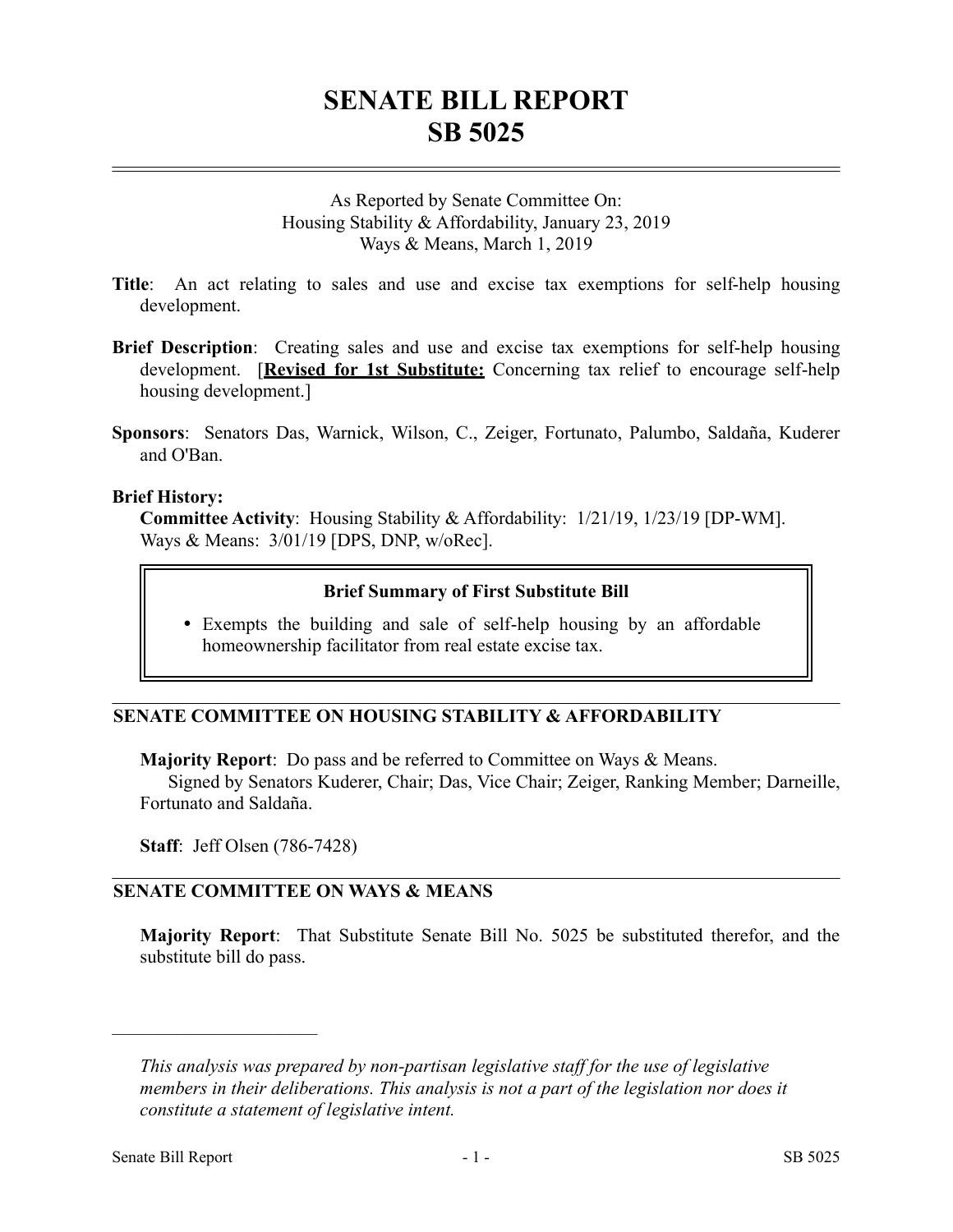# SENATE BILL REPORT
# SB 5025

As Reported by Senate Committee On:
Housing Stability & Affordability, January 23, 2019
Ways & Means, March 1, 2019

**Title**: An act relating to sales and use and excise tax exemptions for self-help housing development.

**Brief Description**: Creating sales and use and excise tax exemptions for self-help housing development. [**Revised for 1st Substitute:** Concerning tax relief to encourage self-help housing development.]

**Sponsors**: Senators Das, Warnick, Wilson, C., Zeiger, Fortunato, Palumbo, Saldaña, Kuderer and O'Ban.

**Brief History:**

**Committee Activity**: Housing Stability & Affordability: 1/21/19, 1/23/19 [DP-WM].
Ways & Means: 3/01/19 [DPS, DNP, w/oRec].

> **Brief Summary of First Substitute Bill**
>
> - Exempts the building and sale of self-help housing by an affordable homeownership facilitator from real estate excise tax.

## SENATE COMMITTEE ON HOUSING STABILITY & AFFORDABILITY

**Majority Report**: Do pass and be referred to Committee on Ways & Means.
Signed by Senators Kuderer, Chair; Das, Vice Chair; Zeiger, Ranking Member; Darneille, Fortunato and Saldaña.

**Staff**: Jeff Olsen (786-7428)

## SENATE COMMITTEE ON WAYS & MEANS

**Majority Report**: That Substitute Senate Bill No. 5025 be substituted therefor, and the substitute bill do pass.

---

*This analysis was prepared by non-partisan legislative staff for the use of legislative members in their deliberations. This analysis is not a part of the legislation nor does it constitute a statement of legislative intent.*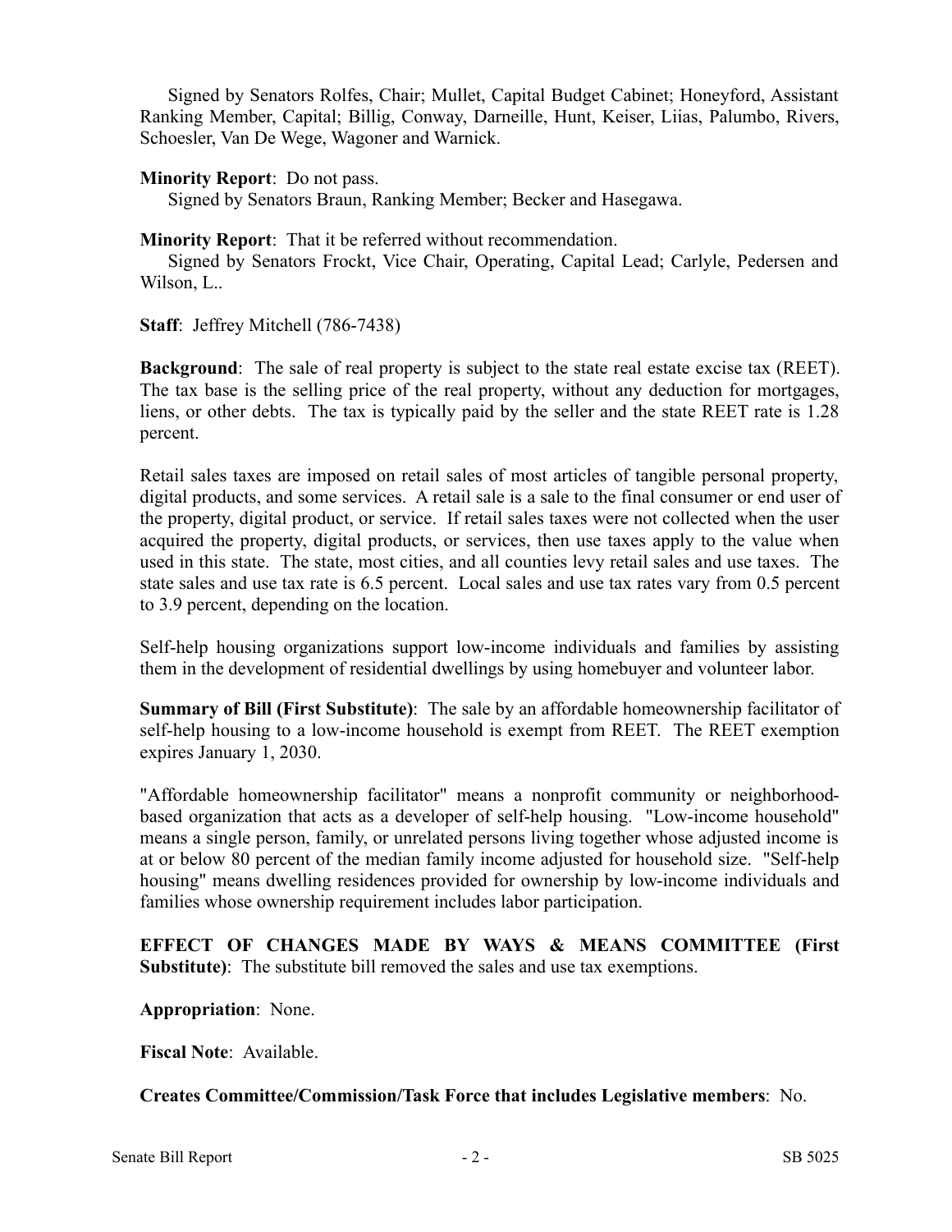Signed by Senators Rolfes, Chair; Mullet, Capital Budget Cabinet; Honeyford, Assistant Ranking Member, Capital; Billig, Conway, Darneille, Hunt, Keiser, Liias, Palumbo, Rivers, Schoesler, Van De Wege, Wagoner and Warnick.

**Minority Report**: Do not pass.
Signed by Senators Braun, Ranking Member; Becker and Hasegawa.

**Minority Report**: That it be referred without recommendation.
Signed by Senators Frockt, Vice Chair, Operating, Capital Lead; Carlyle, Pedersen and Wilson, L..

**Staff**: Jeffrey Mitchell (786-7438)

**Background**: The sale of real property is subject to the state real estate excise tax (REET). The tax base is the selling price of the real property, without any deduction for mortgages, liens, or other debts. The tax is typically paid by the seller and the state REET rate is 1.28 percent.

Retail sales taxes are imposed on retail sales of most articles of tangible personal property, digital products, and some services. A retail sale is a sale to the final consumer or end user of the property, digital product, or service. If retail sales taxes were not collected when the user acquired the property, digital products, or services, then use taxes apply to the value when used in this state. The state, most cities, and all counties levy retail sales and use taxes. The state sales and use tax rate is 6.5 percent. Local sales and use tax rates vary from 0.5 percent to 3.9 percent, depending on the location.

Self-help housing organizations support low-income individuals and families by assisting them in the development of residential dwellings by using homebuyer and volunteer labor.

**Summary of Bill (First Substitute)**: The sale by an affordable homeownership facilitator of self-help housing to a low-income household is exempt from REET. The REET exemption expires January 1, 2030.

"Affordable homeownership facilitator" means a nonprofit community or neighborhood-based organization that acts as a developer of self-help housing. "Low-income household" means a single person, family, or unrelated persons living together whose adjusted income is at or below 80 percent of the median family income adjusted for household size. "Self-help housing" means dwelling residences provided for ownership by low-income individuals and families whose ownership requirement includes labor participation.

**EFFECT OF CHANGES MADE BY WAYS & MEANS COMMITTEE (First Substitute)**: The substitute bill removed the sales and use tax exemptions.

**Appropriation**: None.

**Fiscal Note**: Available.

**Creates Committee/Commission/Task Force that includes Legislative members**: No.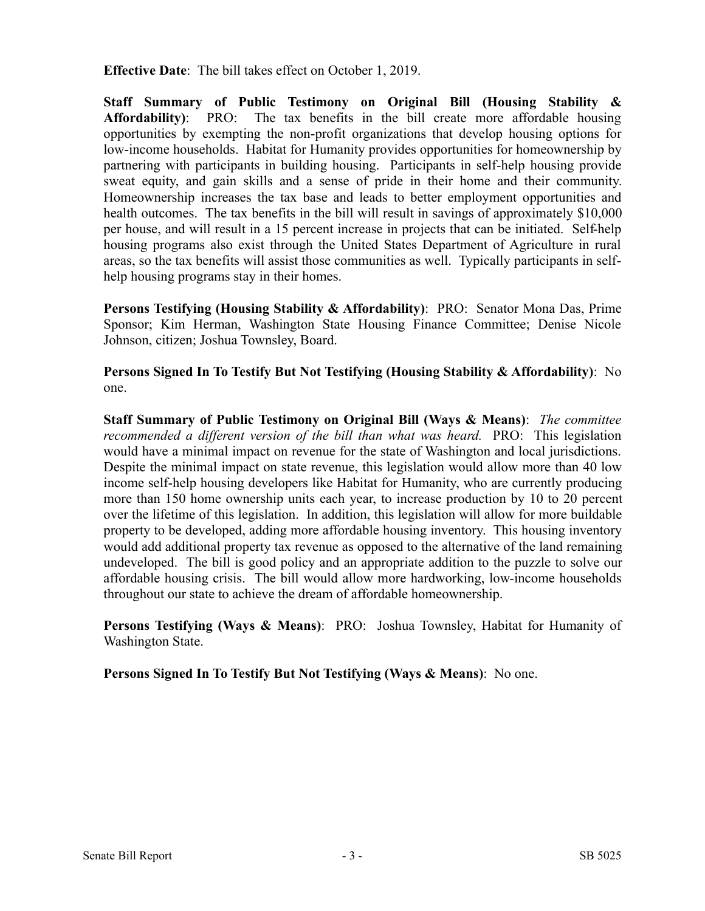**Effective Date**: The bill takes effect on October 1, 2019.

**Staff Summary of Public Testimony on Original Bill (Housing Stability & Affordability)**: PRO: The tax benefits in the bill create more affordable housing opportunities by exempting the non-profit organizations that develop housing options for low-income households. Habitat for Humanity provides opportunities for homeownership by partnering with participants in building housing. Participants in self-help housing provide sweat equity, and gain skills and a sense of pride in their home and their community. Homeownership increases the tax base and leads to better employment opportunities and health outcomes. The tax benefits in the bill will result in savings of approximately $10,000 per house, and will result in a 15 percent increase in projects that can be initiated. Self-help housing programs also exist through the United States Department of Agriculture in rural areas, so the tax benefits will assist those communities as well. Typically participants in self-help housing programs stay in their homes.

**Persons Testifying (Housing Stability & Affordability)**: PRO: Senator Mona Das, Prime Sponsor; Kim Herman, Washington State Housing Finance Committee; Denise Nicole Johnson, citizen; Joshua Townsley, Board.

**Persons Signed In To Testify But Not Testifying (Housing Stability & Affordability)**: No one.

**Staff Summary of Public Testimony on Original Bill (Ways & Means)**: *The committee recommended a different version of the bill than what was heard.* PRO: This legislation would have a minimal impact on revenue for the state of Washington and local jurisdictions. Despite the minimal impact on state revenue, this legislation would allow more than 40 low income self-help housing developers like Habitat for Humanity, who are currently producing more than 150 home ownership units each year, to increase production by 10 to 20 percent over the lifetime of this legislation. In addition, this legislation will allow for more buildable property to be developed, adding more affordable housing inventory. This housing inventory would add additional property tax revenue as opposed to the alternative of the land remaining undeveloped. The bill is good policy and an appropriate addition to the puzzle to solve our affordable housing crisis. The bill would allow more hardworking, low-income households throughout our state to achieve the dream of affordable homeownership.

**Persons Testifying (Ways & Means)**: PRO: Joshua Townsley, Habitat for Humanity of Washington State.

**Persons Signed In To Testify But Not Testifying (Ways & Means)**: No one.